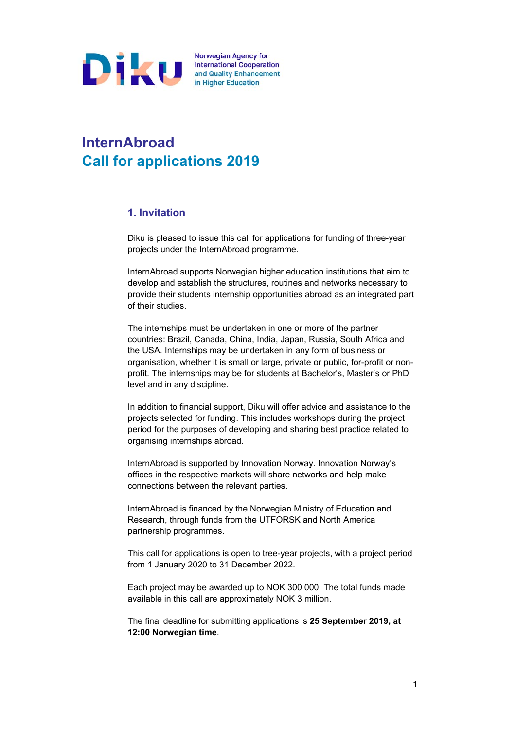Diku

Norwegian Agency for International Cooperation and Quality Enhancement in Higher Education

# InternAbroad
# Call for applications 2019

## 1. Invitation

Diku is pleased to issue this call for applications for funding of three-year projects under the InternAbroad programme.

InternAbroad supports Norwegian higher education institutions that aim to develop and establish the structures, routines and networks necessary to provide their students internship opportunities abroad as an integrated part of their studies.

The internships must be undertaken in one or more of the partner countries: Brazil, Canada, China, India, Japan, Russia, South Africa and the USA. Internships may be undertaken in any form of business or organisation, whether it is small or large, private or public, for-profit or non-profit. The internships may be for students at Bachelor's, Master's or PhD level and in any discipline.

In addition to financial support, Diku will offer advice and assistance to the projects selected for funding. This includes workshops during the project period for the purposes of developing and sharing best practice related to organising internships abroad.

InternAbroad is supported by Innovation Norway. Innovation Norway's offices in the respective markets will share networks and help make connections between the relevant parties.

InternAbroad is financed by the Norwegian Ministry of Education and Research, through funds from the UTFORSK and North America partnership programmes.

This call for applications is open to tree-year projects, with a project period from 1 January 2020 to 31 December 2022.

Each project may be awarded up to NOK 300 000. The total funds made available in this call are approximately NOK 3 million.

The final deadline for submitting applications is **25 September 2019, at 12:00 Norwegian time**.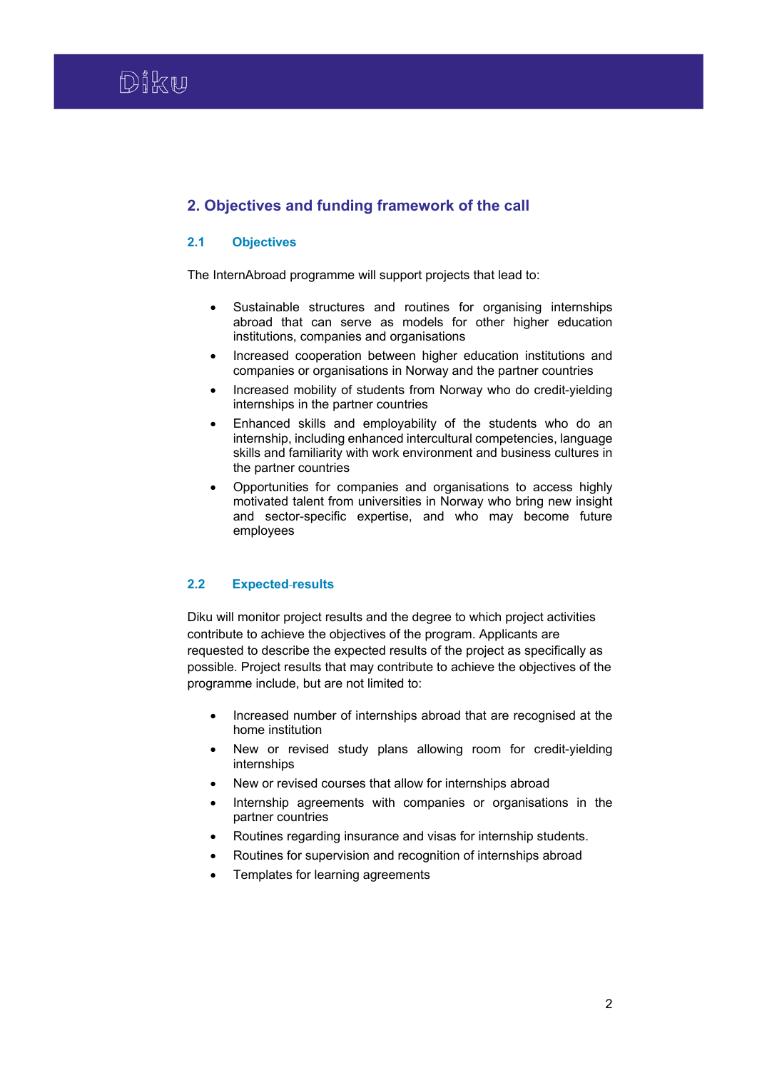## 2. Objectives and funding framework of the call

### 2.1 Objectives

The InternAbroad programme will support projects that lead to:

- Sustainable structures and routines for organising internships abroad that can serve as models for other higher education institutions, companies and organisations
- Increased cooperation between higher education institutions and companies or organisations in Norway and the partner countries
- Increased mobility of students from Norway who do credit-yielding internships in the partner countries
- Enhanced skills and employability of the students who do an internship, including enhanced intercultural competencies, language skills and familiarity with work environment and business cultures in the partner countries
- Opportunities for companies and organisations to access highly motivated talent from universities in Norway who bring new insight and sector-specific expertise, and who may become future employees

### 2.2 Expected-results

Diku will monitor project results and the degree to which project activities contribute to achieve the objectives of the program. Applicants are requested to describe the expected results of the project as specifically as possible. Project results that may contribute to achieve the objectives of the programme include, but are not limited to:

- Increased number of internships abroad that are recognised at the home institution
- New or revised study plans allowing room for credit-yielding internships
- New or revised courses that allow for internships abroad
- Internship agreements with companies or organisations in the partner countries
- Routines regarding insurance and visas for internship students.
- Routines for supervision and recognition of internships abroad
- Templates for learning agreements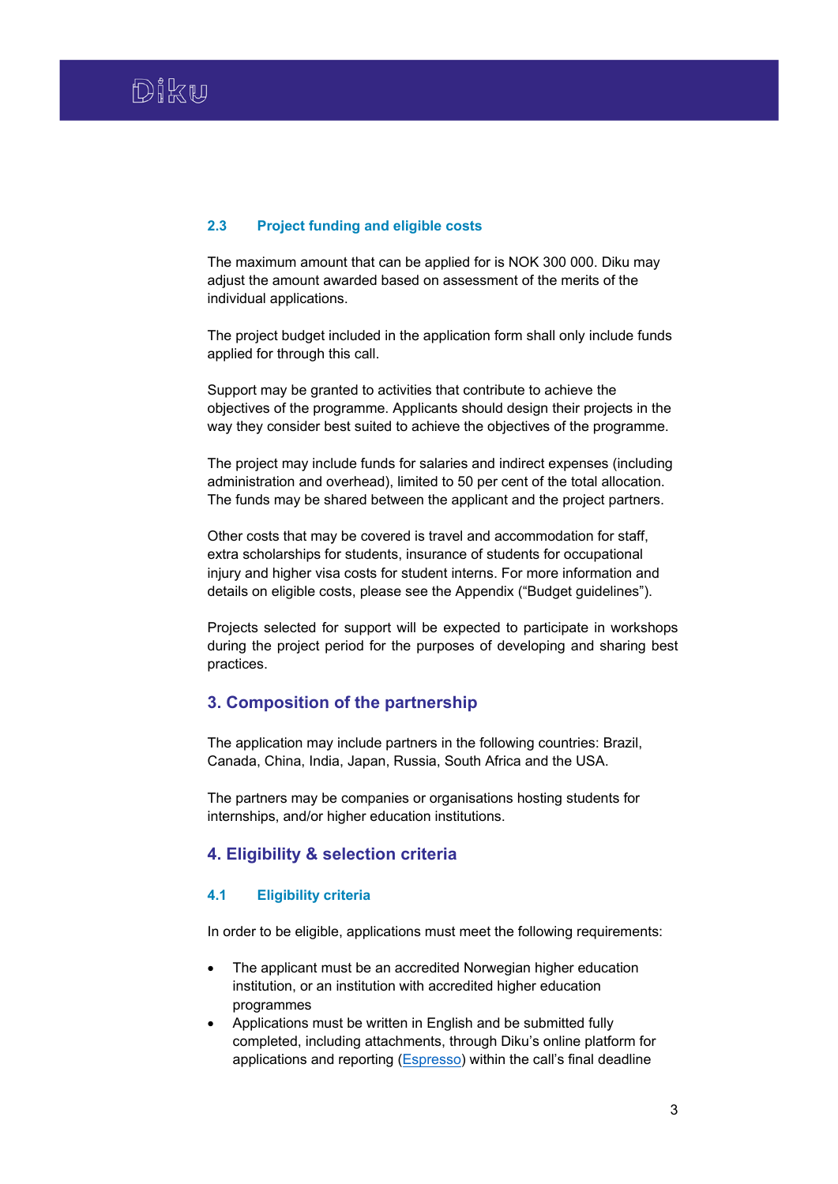### 2.3 Project funding and eligible costs

The maximum amount that can be applied for is NOK 300 000. Diku may adjust the amount awarded based on assessment of the merits of the individual applications.

The project budget included in the application form shall only include funds applied for through this call.

Support may be granted to activities that contribute to achieve the objectives of the programme. Applicants should design their projects in the way they consider best suited to achieve the objectives of the programme.

The project may include funds for salaries and indirect expenses (including administration and overhead), limited to 50 per cent of the total allocation. The funds may be shared between the applicant and the project partners.

Other costs that may be covered is travel and accommodation for staff, extra scholarships for students, insurance of students for occupational injury and higher visa costs for student interns. For more information and details on eligible costs, please see the Appendix ("Budget guidelines").

Projects selected for support will be expected to participate in workshops during the project period for the purposes of developing and sharing best practices.

## 3. Composition of the partnership

The application may include partners in the following countries: Brazil, Canada, China, India, Japan, Russia, South Africa and the USA.

The partners may be companies or organisations hosting students for internships, and/or higher education institutions.

## 4. Eligibility & selection criteria

### 4.1 Eligibility criteria

In order to be eligible, applications must meet the following requirements:

- The applicant must be an accredited Norwegian higher education institution, or an institution with accredited higher education programmes
- Applications must be written in English and be submitted fully completed, including attachments, through Diku's online platform for applications and reporting (Espresso) within the call's final deadline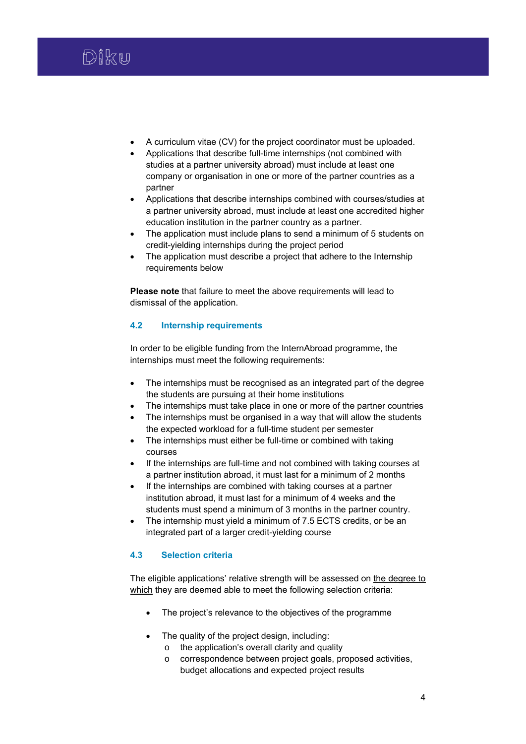- A curriculum vitae (CV) for the project coordinator must be uploaded.
- Applications that describe full-time internships (not combined with studies at a partner university abroad) must include at least one company or organisation in one or more of the partner countries as a partner
- Applications that describe internships combined with courses/studies at a partner university abroad, must include at least one accredited higher education institution in the partner country as a partner.
- The application must include plans to send a minimum of 5 students on credit-yielding internships during the project period
- The application must describe a project that adhere to the Internship requirements below

**Please note** that failure to meet the above requirements will lead to dismissal of the application.

### 4.2 Internship requirements

In order to be eligible funding from the InternAbroad programme, the internships must meet the following requirements:

- The internships must be recognised as an integrated part of the degree the students are pursuing at their home institutions
- The internships must take place in one or more of the partner countries
- The internships must be organised in a way that will allow the students the expected workload for a full-time student per semester
- The internships must either be full-time or combined with taking courses
- If the internships are full-time and not combined with taking courses at a partner institution abroad, it must last for a minimum of 2 months
- If the internships are combined with taking courses at a partner institution abroad, it must last for a minimum of 4 weeks and the students must spend a minimum of 3 months in the partner country.
- The internship must yield a minimum of 7.5 ECTS credits, or be an integrated part of a larger credit-yielding course

### 4.3 Selection criteria

The eligible applications' relative strength will be assessed on the degree to which they are deemed able to meet the following selection criteria:

- The project's relevance to the objectives of the programme
- The quality of the project design, including:
  - the application's overall clarity and quality
  - correspondence between project goals, proposed activities, budget allocations and expected project results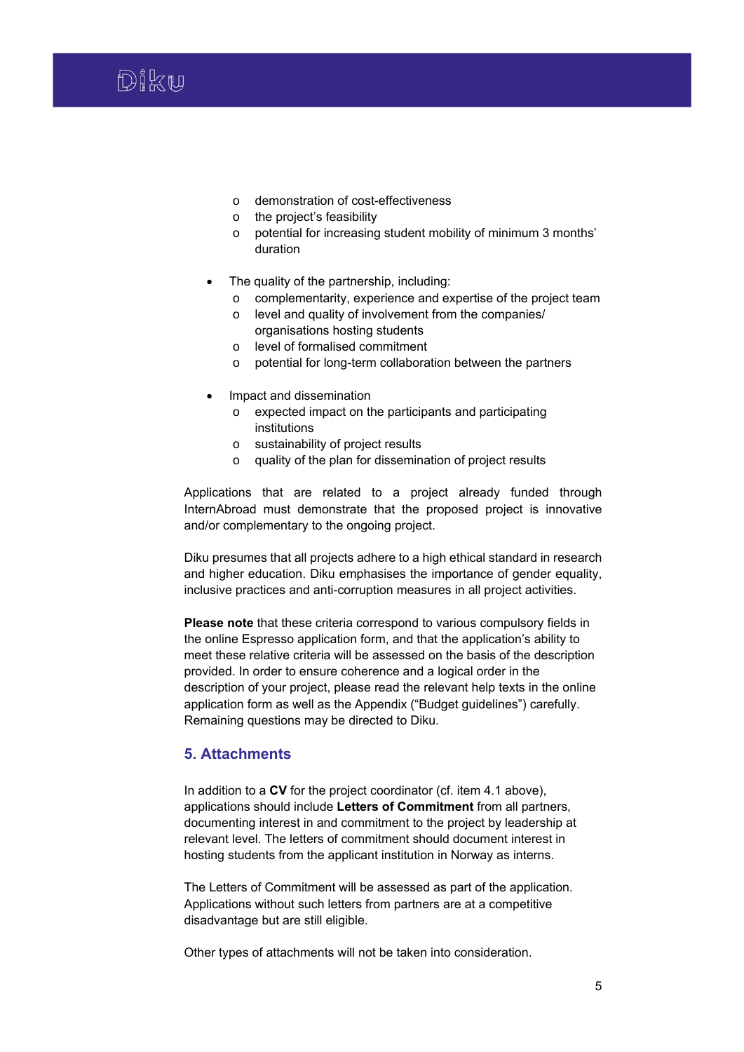- demonstration of cost-effectiveness
  - the project's feasibility
  - potential for increasing student mobility of minimum 3 months' duration

- The quality of the partnership, including:
  - complementarity, experience and expertise of the project team
  - level and quality of involvement from the companies/ organisations hosting students
  - level of formalised commitment
  - potential for long-term collaboration between the partners

- Impact and dissemination
  - expected impact on the participants and participating institutions
  - sustainability of project results
  - quality of the plan for dissemination of project results

Applications that are related to a project already funded through InternAbroad must demonstrate that the proposed project is innovative and/or complementary to the ongoing project.

Diku presumes that all projects adhere to a high ethical standard in research and higher education. Diku emphasises the importance of gender equality, inclusive practices and anti-corruption measures in all project activities.

**Please note** that these criteria correspond to various compulsory fields in the online Espresso application form, and that the application's ability to meet these relative criteria will be assessed on the basis of the description provided. In order to ensure coherence and a logical order in the description of your project, please read the relevant help texts in the online application form as well as the Appendix ("Budget guidelines") carefully. Remaining questions may be directed to Diku.

## 5. Attachments

In addition to a **CV** for the project coordinator (cf. item 4.1 above), applications should include **Letters of Commitment** from all partners, documenting interest in and commitment to the project by leadership at relevant level. The letters of commitment should document interest in hosting students from the applicant institution in Norway as interns.

The Letters of Commitment will be assessed as part of the application. Applications without such letters from partners are at a competitive disadvantage but are still eligible.

Other types of attachments will not be taken into consideration.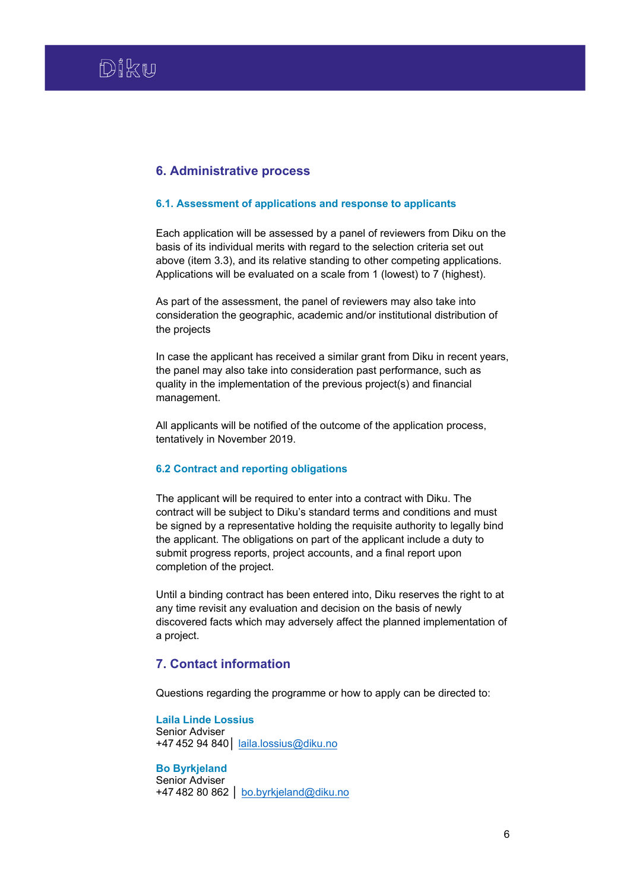## 6. Administrative process

### 6.1. Assessment of applications and response to applicants

Each application will be assessed by a panel of reviewers from Diku on the basis of its individual merits with regard to the selection criteria set out above (item 3.3), and its relative standing to other competing applications. Applications will be evaluated on a scale from 1 (lowest) to 7 (highest).

As part of the assessment, the panel of reviewers may also take into consideration the geographic, academic and/or institutional distribution of the projects

In case the applicant has received a similar grant from Diku in recent years, the panel may also take into consideration past performance, such as quality in the implementation of the previous project(s) and financial management.

All applicants will be notified of the outcome of the application process, tentatively in November 2019.

### 6.2 Contract and reporting obligations

The applicant will be required to enter into a contract with Diku. The contract will be subject to Diku's standard terms and conditions and must be signed by a representative holding the requisite authority to legally bind the applicant. The obligations on part of the applicant include a duty to submit progress reports, project accounts, and a final report upon completion of the project.

Until a binding contract has been entered into, Diku reserves the right to at any time revisit any evaluation and decision on the basis of newly discovered facts which may adversely affect the planned implementation of a project.

## 7. Contact information

Questions regarding the programme or how to apply can be directed to:

**Laila Linde Lossius**
Senior Adviser
+47 452 94 840 | laila.lossius@diku.no

**Bo Byrkjeland**
Senior Adviser
+47 482 80 862 | bo.byrkjeland@diku.no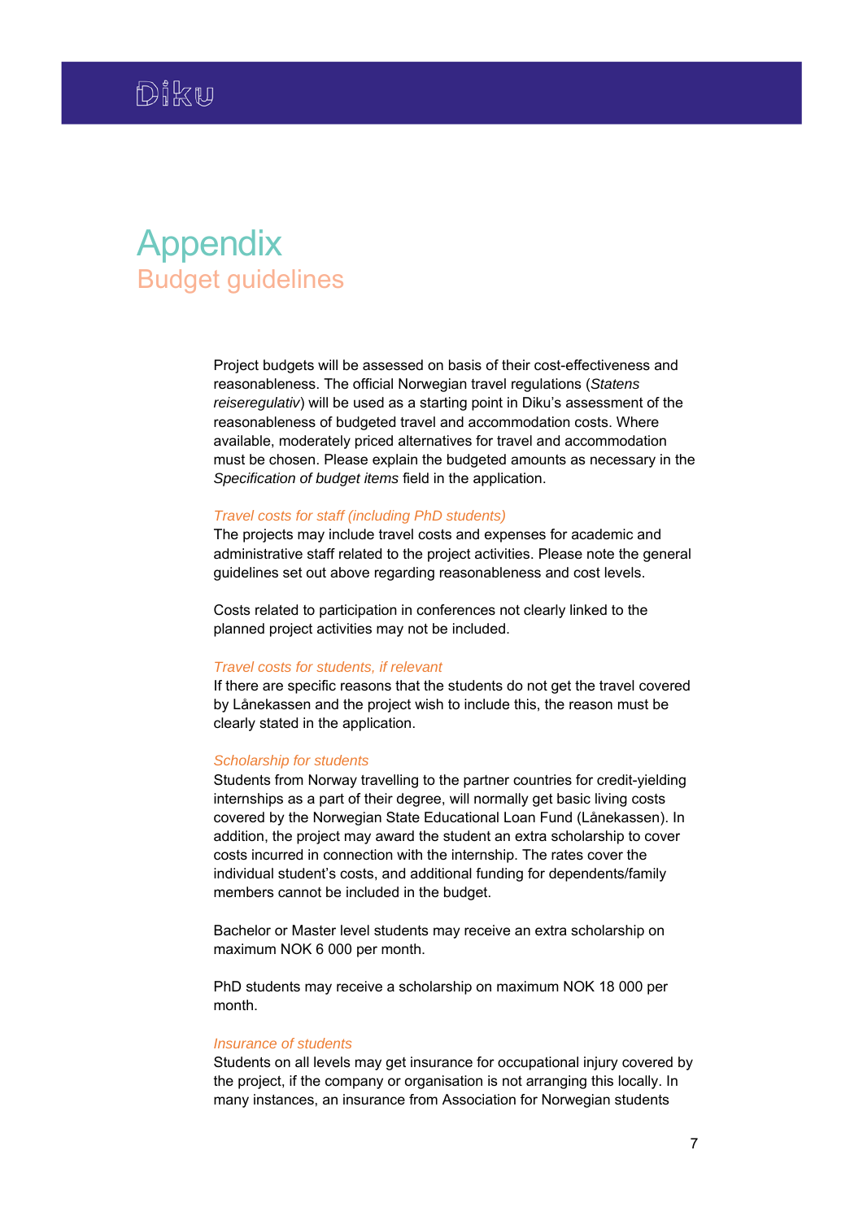# Appendix
## Budget guidelines

Project budgets will be assessed on basis of their cost-effectiveness and reasonableness. The official Norwegian travel regulations (*Statens reiseregulativ*) will be used as a starting point in Diku's assessment of the reasonableness of budgeted travel and accommodation costs. Where available, moderately priced alternatives for travel and accommodation must be chosen. Please explain the budgeted amounts as necessary in the *Specification of budget items* field in the application.

### *Travel costs for staff (including PhD students)*

The projects may include travel costs and expenses for academic and administrative staff related to the project activities. Please note the general guidelines set out above regarding reasonableness and cost levels.

Costs related to participation in conferences not clearly linked to the planned project activities may not be included.

### *Travel costs for students, if relevant*

If there are specific reasons that the students do not get the travel covered by Lånekassen and the project wish to include this, the reason must be clearly stated in the application.

### *Scholarship for students*

Students from Norway travelling to the partner countries for credit-yielding internships as a part of their degree, will normally get basic living costs covered by the Norwegian State Educational Loan Fund (Lånekassen). In addition, the project may award the student an extra scholarship to cover costs incurred in connection with the internship. The rates cover the individual student's costs, and additional funding for dependents/family members cannot be included in the budget.

Bachelor or Master level students may receive an extra scholarship on maximum NOK 6 000 per month.

PhD students may receive a scholarship on maximum NOK 18 000 per month.

### *Insurance of students*

Students on all levels may get insurance for occupational injury covered by the project, if the company or organisation is not arranging this locally. In many instances, an insurance from Association for Norwegian students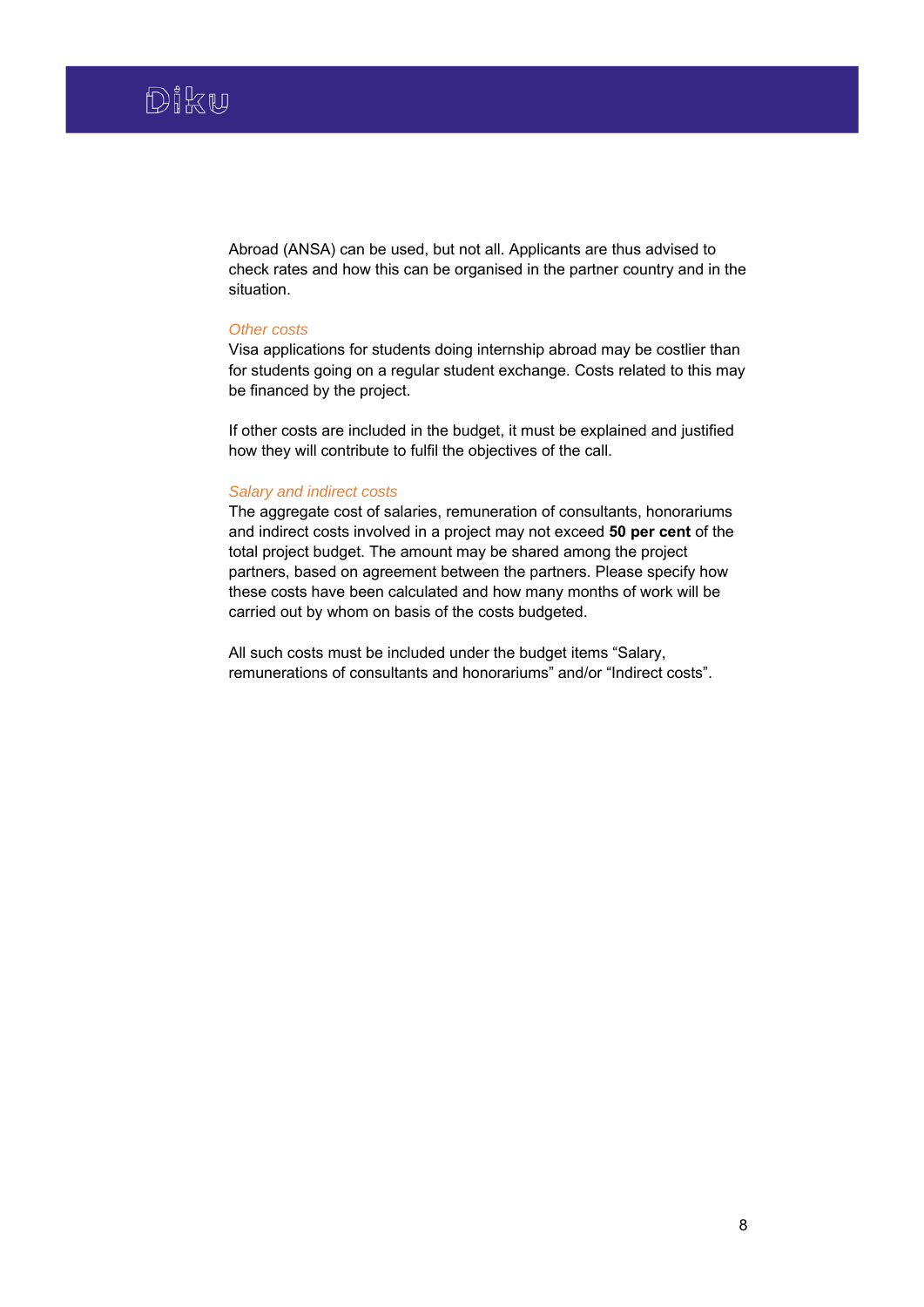Abroad (ANSA) can be used, but not all. Applicants are thus advised to check rates and how this can be organised in the partner country and in the situation.

*Other costs*

Visa applications for students doing internship abroad may be costlier than for students going on a regular student exchange. Costs related to this may be financed by the project.

If other costs are included in the budget, it must be explained and justified how they will contribute to fulfil the objectives of the call.

*Salary and indirect costs*

The aggregate cost of salaries, remuneration of consultants, honorariums and indirect costs involved in a project may not exceed **50 per cent** of the total project budget. The amount may be shared among the project partners, based on agreement between the partners. Please specify how these costs have been calculated and how many months of work will be carried out by whom on basis of the costs budgeted.

All such costs must be included under the budget items "Salary, remunerations of consultants and honorariums" and/or "Indirect costs".